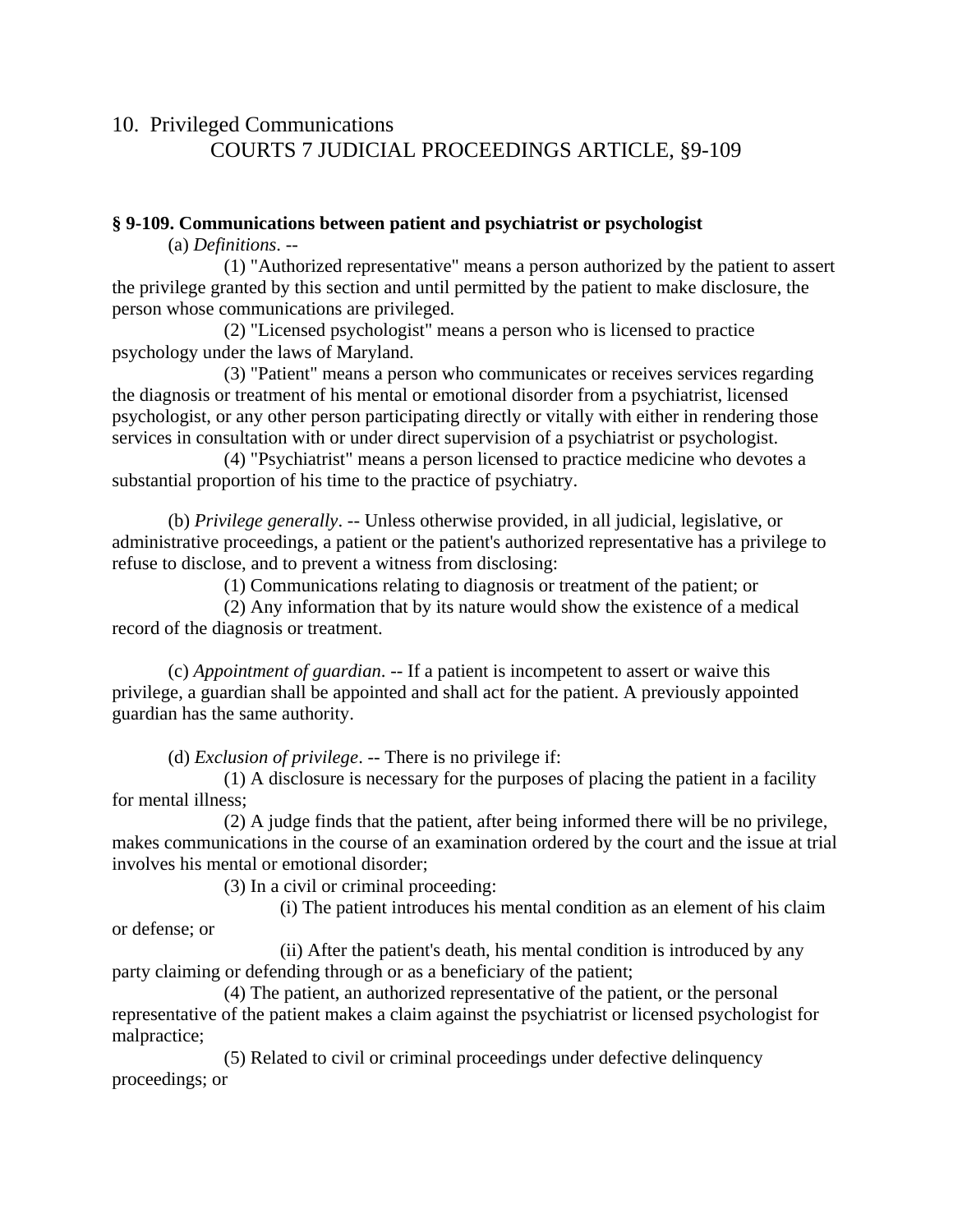# 10. Privileged Communications

## COURTS 7 JUDICIAL PROCEEDINGS ARTICLE, §9-109

**§ 9-109. Communications between patient and psychiatrist or psychologist**

(a) *Definitions*. --

(1) "Authorized representative" means a person authorized by the patient to assert the privilege granted by this section and until permitted by the patient to make disclosure, the person whose communications are privileged.

(2) "Licensed psychologist" means a person who is licensed to practice psychology under the laws of Maryland.

(3) "Patient" means a person who communicates or receives services regarding the diagnosis or treatment of his mental or emotional disorder from a psychiatrist, licensed psychologist, or any other person participating directly or vitally with either in rendering those services in consultation with or under direct supervision of a psychiatrist or psychologist.

(4) "Psychiatrist" means a person licensed to practice medicine who devotes a substantial proportion of his time to the practice of psychiatry.

(b) *Privilege generally*. -- Unless otherwise provided, in all judicial, legislative, or administrative proceedings, a patient or the patient's authorized representative has a privilege to refuse to disclose, and to prevent a witness from disclosing:

(1) Communications relating to diagnosis or treatment of the patient; or

(2) Any information that by its nature would show the existence of a medical record of the diagnosis or treatment.

(c) *Appointment of guardian*. -- If a patient is incompetent to assert or waive this privilege, a guardian shall be appointed and shall act for the patient. A previously appointed guardian has the same authority.

(d) *Exclusion of privilege*. -- There is no privilege if:

(1) A disclosure is necessary for the purposes of placing the patient in a facility for mental illness;

(2) A judge finds that the patient, after being informed there will be no privilege, makes communications in the course of an examination ordered by the court and the issue at trial involves his mental or emotional disorder;

(3) In a civil or criminal proceeding:

(i) The patient introduces his mental condition as an element of his claim or defense; or

(ii) After the patient's death, his mental condition is introduced by any party claiming or defending through or as a beneficiary of the patient;

(4) The patient, an authorized representative of the patient, or the personal representative of the patient makes a claim against the psychiatrist or licensed psychologist for malpractice;

(5) Related to civil or criminal proceedings under defective delinquency proceedings; or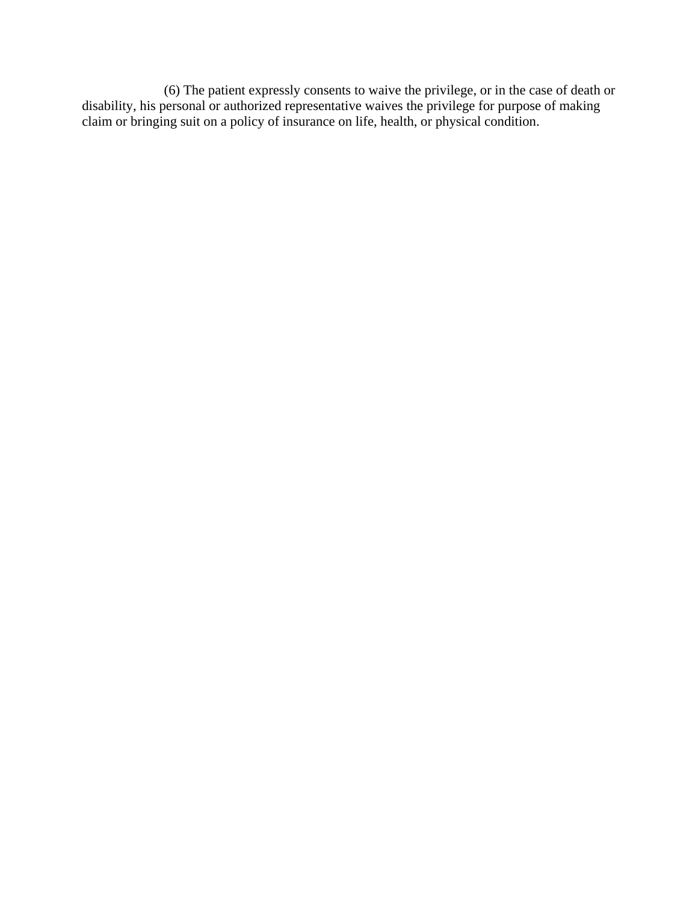(6) The patient expressly consents to waive the privilege, or in the case of death or disability, his personal or authorized representative waives the privilege for purpose of making claim or bringing suit on a policy of insurance on life, health, or physical condition.